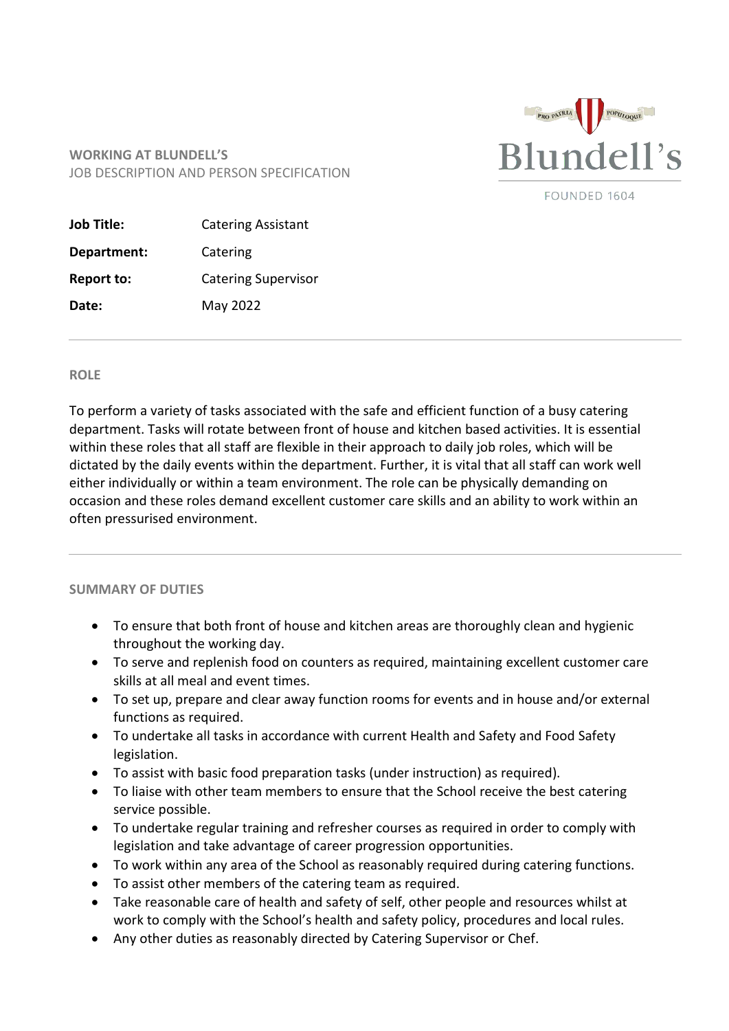**WORKING AT BLUNDELL'S**
JOB DESCRIPTION AND PERSON SPECIFICATION

Blundell's
PRO PATRIA POPULOQUE
FOUNDED 1604

| | |
|---|---|
| **Job Title:** | Catering Assistant |
| **Department:** | Catering |
| **Report to:** | Catering Supervisor |
| **Date:** | May 2022 |

---

## ROLE

To perform a variety of tasks associated with the safe and efficient function of a busy catering department. Tasks will rotate between front of house and kitchen based activities. It is essential within these roles that all staff are flexible in their approach to daily job roles, which will be dictated by the daily events within the department. Further, it is vital that all staff can work well either individually or within a team environment. The role can be physically demanding on occasion and these roles demand excellent customer care skills and an ability to work within an often pressurised environment.

---

## SUMMARY OF DUTIES

- To ensure that both front of house and kitchen areas are thoroughly clean and hygienic throughout the working day.
- To serve and replenish food on counters as required, maintaining excellent customer care skills at all meal and event times.
- To set up, prepare and clear away function rooms for events and in house and/or external functions as required.
- To undertake all tasks in accordance with current Health and Safety and Food Safety legislation.
- To assist with basic food preparation tasks (under instruction) as required).
- To liaise with other team members to ensure that the School receive the best catering service possible.
- To undertake regular training and refresher courses as required in order to comply with legislation and take advantage of career progression opportunities.
- To work within any area of the School as reasonably required during catering functions.
- To assist other members of the catering team as required.
- Take reasonable care of health and safety of self, other people and resources whilst at work to comply with the School's health and safety policy, procedures and local rules.
- Any other duties as reasonably directed by Catering Supervisor or Chef.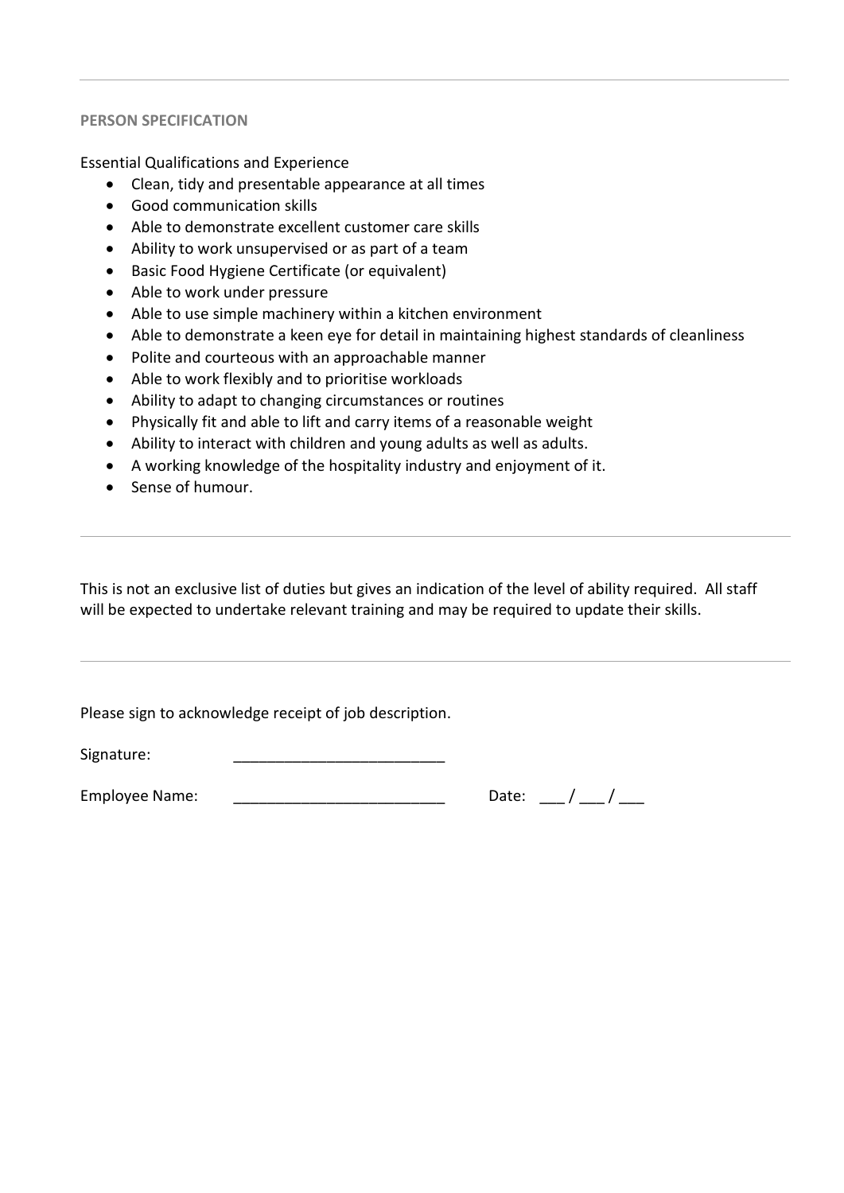---

**PERSON SPECIFICATION**

Essential Qualifications and Experience

- Clean, tidy and presentable appearance at all times
- Good communication skills
- Able to demonstrate excellent customer care skills
- Ability to work unsupervised or as part of a team
- Basic Food Hygiene Certificate (or equivalent)
- Able to work under pressure
- Able to use simple machinery within a kitchen environment
- Able to demonstrate a keen eye for detail in maintaining highest standards of cleanliness
- Polite and courteous with an approachable manner
- Able to work flexibly and to prioritise workloads
- Ability to adapt to changing circumstances or routines
- Physically fit and able to lift and carry items of a reasonable weight
- Ability to interact with children and young adults as well as adults.
- A working knowledge of the hospitality industry and enjoyment of it.
- Sense of humour.

---

This is not an exclusive list of duties but gives an indication of the level of ability required. All staff will be expected to undertake relevant training and may be required to update their skills.

---

Please sign to acknowledge receipt of job description.

Signature: _________________________

Employee Name: _________________________ Date: ___ / ___ / ___